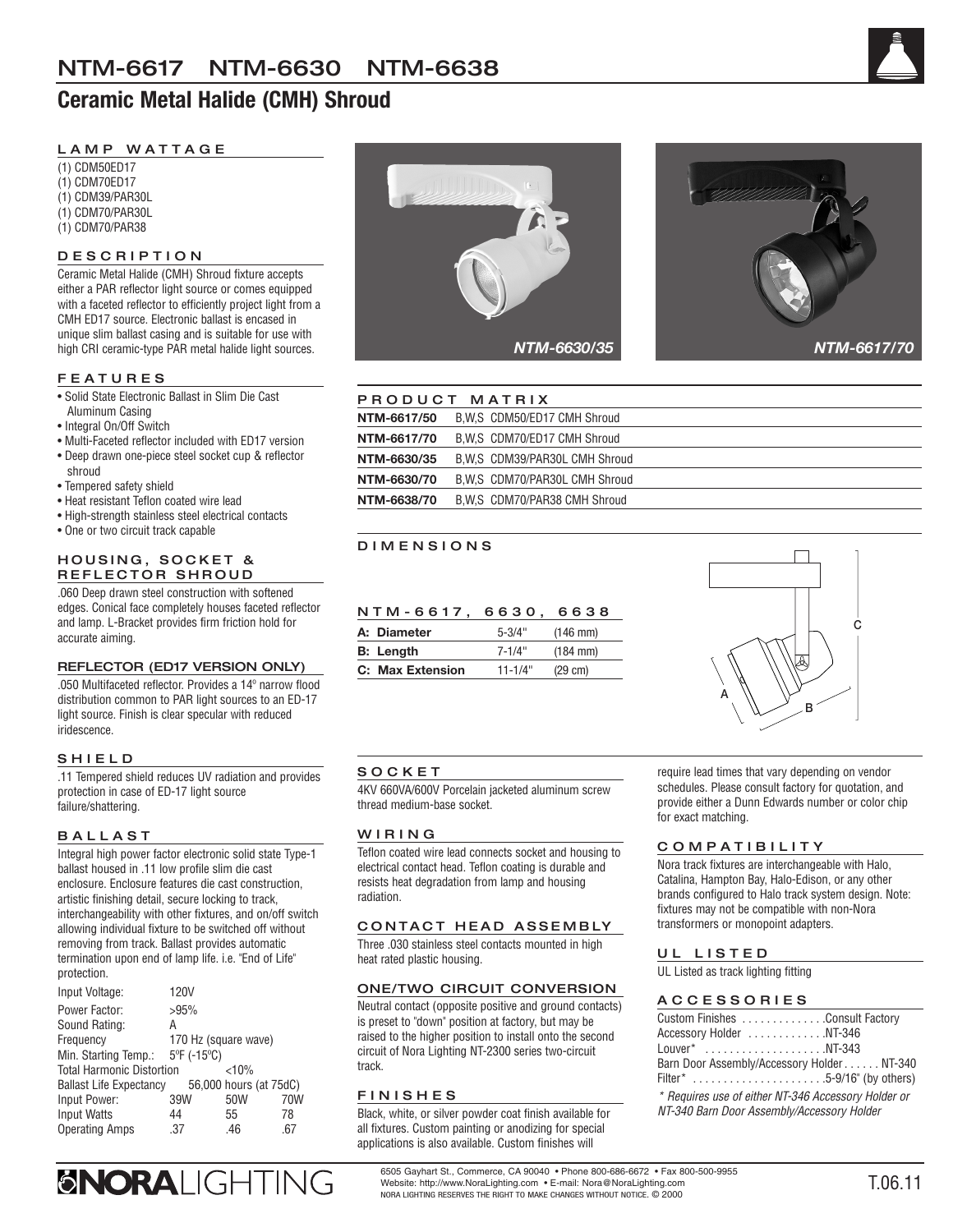# NTM-6617 NTM-6630 NTM-6638

## Ceramic Metal Halide (CMH) Shroud

### LAMP WATTAGE

(1) CDM50ED17
(1) CDM70ED17
(1) CDM39/PAR30L
(1) CDM70/PAR30L
(1) CDM70/PAR38

### DESCRIPTION

Ceramic Metal Halide (CMH) Shroud fixture accepts either a PAR reflector light source or comes equipped with a faceted reflector to efficiently project light from a CMH ED17 source. Electronic ballast is encased in unique slim ballast casing and is suitable for use with high CRI ceramic-type PAR metal halide light sources.

### FEATURES

- Solid State Electronic Ballast in Slim Die Cast Aluminum Casing
- Integral On/Off Switch
- Multi-Faceted reflector included with ED17 version
- Deep drawn one-piece steel socket cup & reflector shroud
- Tempered safety shield
- Heat resistant Teflon coated wire lead
- High-strength stainless steel electrical contacts
- One or two circuit track capable

### HOUSING, SOCKET & REFLECTOR SHROUD

.060 Deep drawn steel construction with softened edges. Conical face completely houses faceted reflector and lamp. L-Bracket provides firm friction hold for accurate aiming.

### REFLECTOR (ED17 VERSION ONLY)

.050 Multifaceted reflector. Provides a 14° narrow flood distribution common to PAR light sources to an ED-17 light source. Finish is clear specular with reduced iridescence.

### SHIELD

.11 Tempered shield reduces UV radiation and provides protection in case of ED-17 light source failure/shattering.

### BALLAST

Integral high power factor electronic solid state Type-1 ballast housed in .11 low profile slim die cast enclosure. Enclosure features die cast construction, artistic finishing detail, secure locking to track, interchangeability with other fixtures, and on/off switch allowing individual fixture to be switched off without removing from track. Ballast provides automatic termination upon end of lamp life. i.e. "End of Life" protection.

| | | | |
|---|---|---|---|
| Input Voltage: | 120V | | |
| Power Factor: | >95% | | |
| Sound Rating: | A | | |
| Frequency | 170 Hz (square wave) | | |
| Min. Starting Temp.: | 5ºF (-15ºC) | | |
| Total Harmonic Distortion | <10% | | |
| Ballast Life Expectancy | 56,000 hours (at 75dC) | | |
| Input Power: | 39W | 50W | 70W |
| Input Watts | 44 | 55 | 78 |
| Operating Amps | .37 | .46 | .67 |

*NTM-6630/35*

*NTM-6617/70*

### PRODUCT MATRIX

| | |
|---|---|
| **NTM-6617/50** | B,W,S CDM50/ED17 CMH Shroud |
| **NTM-6617/70** | B,W,S CDM70/ED17 CMH Shroud |
| **NTM-6630/35** | B,W,S CDM39/PAR30L CMH Shroud |
| **NTM-6630/70** | B,W,S CDM70/PAR30L CMH Shroud |
| **NTM-6638/70** | B,W,S CDM70/PAR38 CMH Shroud |

### DIMENSIONS

#### NTM-6617, 6630, 6638

| | | |
|---|---|---|
| **A: Diameter** | 5-3/4" | (146 mm) |
| **B: Length** | 7-1/4" | (184 mm) |
| **C: Max Extension** | 11-1/4" | (29 cm) |

### SOCKET

4KV 660VA/600V Porcelain jacketed aluminum screw thread medium-base socket.

### WIRING

Teflon coated wire lead connects socket and housing to electrical contact head. Teflon coating is durable and resists heat degradation from lamp and housing radiation.

### CONTACT HEAD ASSEMBLY

Three .030 stainless steel contacts mounted in high heat rated plastic housing.

### ONE/TWO CIRCUIT CONVERSION

Neutral contact (opposite positive and ground contacts) is preset to "down" position at factory, but may be raised to the higher position to install onto the second circuit of Nora Lighting NT-2300 series two-circuit track.

### FINISHES

Black, white, or silver powder coat finish available for all fixtures. Custom painting or anodizing for special applications is also available. Custom finishes will require lead times that vary depending on vendor schedules. Please consult factory for quotation, and provide either a Dunn Edwards number or color chip for exact matching.

### COMPATIBILITY

Nora track fixtures are interchangeable with Halo, Catalina, Hampton Bay, Halo-Edison, or any other brands configured to Halo track system design. Note: fixtures may not be compatible with non-Nora transformers or monopoint adapters.

### UL LISTED

UL Listed as track lighting fitting

### ACCESSORIES

Custom Finishes .............Consult Factory
Accessory Holder ............NT-346
Louver* ...................NT-343
Barn Door Assembly/Accessory Holder......NT-340
Filter* .....................5-9/16" (by others)

*\* Requires use of either NT-346 Accessory Holder or NT-340 Barn Door Assembly/Accessory Holder*

**NORA**LIGHTING

6505 Gayhart St., Commerce, CA 90040 • Phone 800-686-6672 • Fax 800-500-9955
Website: http://www.NoraLighting.com • E-mail: Nora@NoraLighting.com
NORA LIGHTING RESERVES THE RIGHT TO MAKE CHANGES WITHOUT NOTICE. © 2000

T.06.11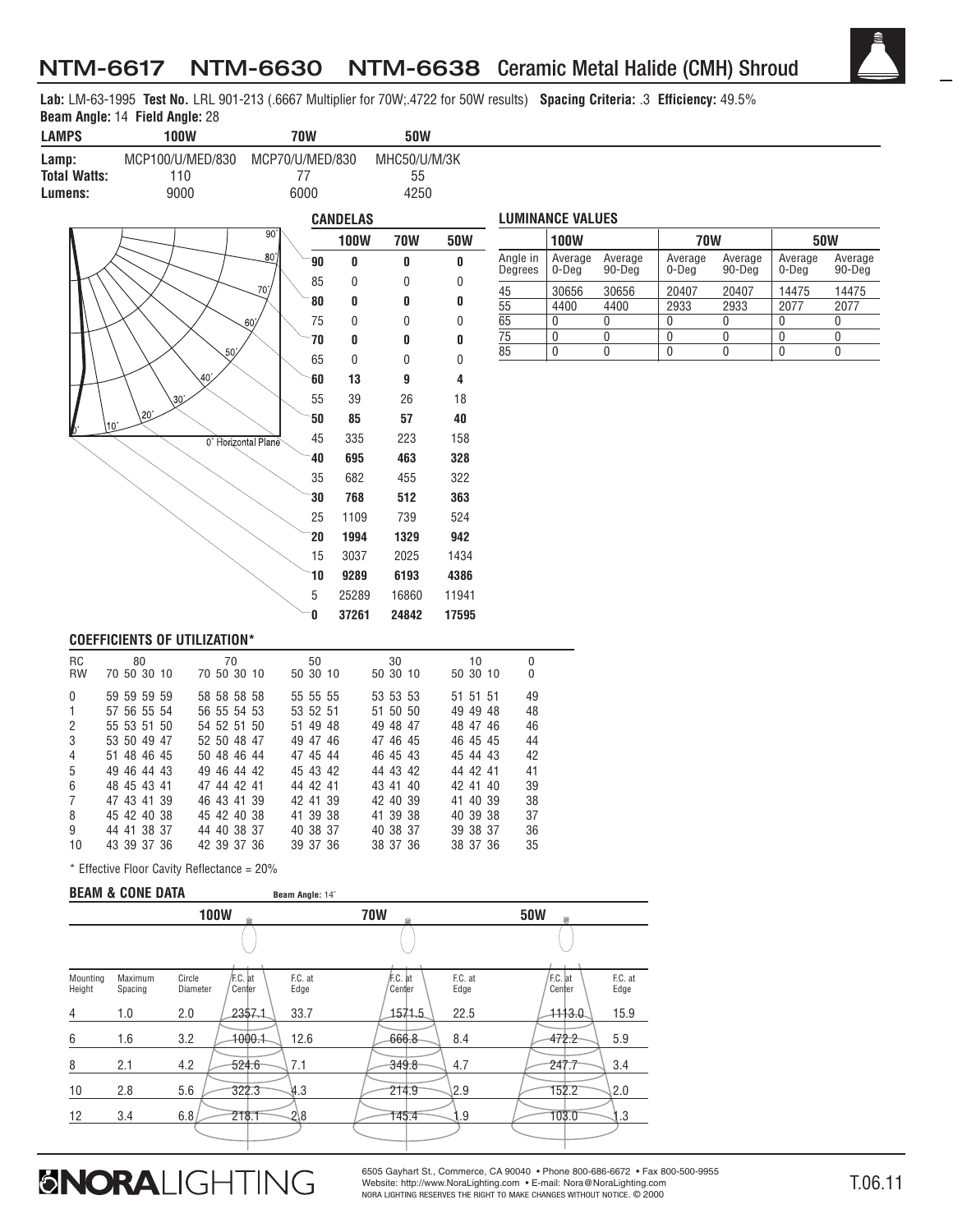# NTM-6617 NTM-6630 NTM-6638 Ceramic Metal Halide (CMH) Shroud

**Lab:** LM-63-1995 **Test No.** LRL 901-213 (.6667 Multiplier for 70W;.4722 for 50W results) **Spacing Criteria:** .3 **Efficiency:** 49.5%
**Beam Angle:** 14 **Field Angle:** 28

| LAMPS | 100W | 70W | 50W |
|---|---|---|---|
| Lamp: | MCP100/U/MED/830 | MCP70/U/MED/830 | MHC50/U/M/3K |
| Total Watts: | 110 | 77 | 55 |
| Lumens: | 9000 | 6000 | 4250 |

90˚ 80˚ 70˚ 60˚ 50˚ 40˚ 30˚ 20˚ 10˚ 0˚
0˚ Horizontal Plane

### CANDELAS

| | 100W | 70W | 50W |
|---|---|---|---|
| 90 | 0 | 0 | 0 |
| 85 | 0 | 0 | 0 |
| 80 | 0 | 0 | 0 |
| 75 | 0 | 0 | 0 |
| 70 | 0 | 0 | 0 |
| 65 | 0 | 0 | 0 |
| 60 | 13 | 9 | 4 |
| 55 | 39 | 26 | 18 |
| 50 | 85 | 57 | 40 |
| 45 | 335 | 223 | 158 |
| 40 | 695 | 463 | 328 |
| 35 | 682 | 455 | 322 |
| 30 | 768 | 512 | 363 |
| 25 | 1109 | 739 | 524 |
| 20 | 1994 | 1329 | 942 |
| 15 | 3037 | 2025 | 1434 |
| 10 | 9289 | 6193 | 4386 |
| 5 | 25289 | 16860 | 11941 |
| 0 | 37261 | 24842 | 17595 |

### LUMINANCE VALUES

| | 100W | | 70W | | 50W | |
|---|---|---|---|---|---|---|
| Angle in Degrees | Average 0-Deg | Average 90-Deg | Average 0-Deg | Average 90-Deg | Average 0-Deg | Average 90-Deg |
| 45 | 30656 | 30656 | 20407 | 20407 | 14475 | 14475 |
| 55 | 4400 | 4400 | 2933 | 2933 | 2077 | 2077 |
| 65 | 0 | 0 | 0 | 0 | 0 | 0 |
| 75 | 0 | 0 | 0 | 0 | 0 | 0 |
| 85 | 0 | 0 | 0 | 0 | 0 | 0 |

### COEFFICIENTS OF UTILIZATION*

| RC | 80 | | | | 70 | | | | 50 | | | 30 | | | 10 | | | 0 |
|---|---|---|---|---|---|---|---|---|---|---|---|---|---|---|---|---|---|---|
| RW | 70 | 50 | 30 | 10 | 70 | 50 | 30 | 10 | 50 | 30 | 10 | 50 | 30 | 10 | 50 | 30 | 10 | 0 |
| 0 | 59 | 59 | 59 | 59 | 58 | 58 | 58 | 58 | 55 | 55 | 55 | 53 | 53 | 53 | 51 | 51 | 51 | 49 |
| 1 | 57 | 56 | 55 | 54 | 56 | 55 | 54 | 53 | 53 | 52 | 51 | 51 | 50 | 50 | 49 | 49 | 48 | 48 |
| 2 | 55 | 53 | 51 | 50 | 54 | 52 | 51 | 50 | 51 | 49 | 48 | 49 | 48 | 47 | 48 | 47 | 46 | 46 |
| 3 | 53 | 50 | 49 | 47 | 52 | 50 | 48 | 47 | 49 | 47 | 46 | 47 | 46 | 45 | 46 | 45 | 45 | 44 |
| 4 | 51 | 48 | 46 | 45 | 50 | 48 | 46 | 44 | 47 | 45 | 44 | 46 | 45 | 43 | 45 | 44 | 43 | 42 |
| 5 | 49 | 46 | 44 | 43 | 49 | 46 | 44 | 42 | 45 | 43 | 42 | 44 | 43 | 42 | 44 | 42 | 41 | 41 |
| 6 | 48 | 45 | 43 | 41 | 47 | 44 | 42 | 41 | 44 | 42 | 41 | 43 | 41 | 40 | 42 | 41 | 40 | 39 |
| 7 | 47 | 43 | 41 | 39 | 46 | 43 | 41 | 39 | 42 | 41 | 39 | 42 | 40 | 39 | 41 | 40 | 39 | 38 |
| 8 | 45 | 42 | 40 | 38 | 45 | 42 | 40 | 38 | 41 | 39 | 38 | 41 | 39 | 38 | 40 | 39 | 38 | 37 |
| 9 | 44 | 41 | 38 | 37 | 44 | 40 | 38 | 37 | 40 | 38 | 37 | 40 | 38 | 37 | 39 | 38 | 37 | 36 |
| 10 | 43 | 39 | 37 | 36 | 42 | 39 | 37 | 36 | 39 | 37 | 36 | 38 | 37 | 36 | 38 | 37 | 36 | 35 |

\* Effective Floor Cavity Reflectance = 20%

### BEAM & CONE DATA

Beam Angle: 14˚

| | | | 100W | | 70W | | 50W | |
|---|---|---|---|---|---|---|---|---|
| Mounting Height | Maximum Spacing | Circle Diameter | F.C. at Center | F.C. at Edge | F.C. at Center | F.C. at Edge | F.C. at Center | F.C. at Edge |
| 4 | 1.0 | 2.0 | 2357.1 | 33.7 | 1571.5 | 22.5 | 1113.0 | 15.9 |
| 6 | 1.6 | 3.2 | 1000.1 | 12.6 | 666.8 | 8.4 | 472.2 | 5.9 |
| 8 | 2.1 | 4.2 | 524.6 | 7.1 | 349.8 | 4.7 | 247.7 | 3.4 |
| 10 | 2.8 | 5.6 | 322.3 | 4.3 | 214.9 | 2.9 | 152.2 | 2.0 |
| 12 | 3.4 | 6.8 | 218.1 | 2.8 | 145.4 | 1.9 | 103.0 | 1.3 |

**NORA**LIGHTING

6505 Gayhart St., Commerce, CA 90040 • Phone 800-686-6672 • Fax 800-500-9955
Website: http://www.NoraLighting.com • E-mail: Nora@NoraLighting.com
NORA LIGHTING RESERVES THE RIGHT TO MAKE CHANGES WITHOUT NOTICE. © 2000

T.06.11